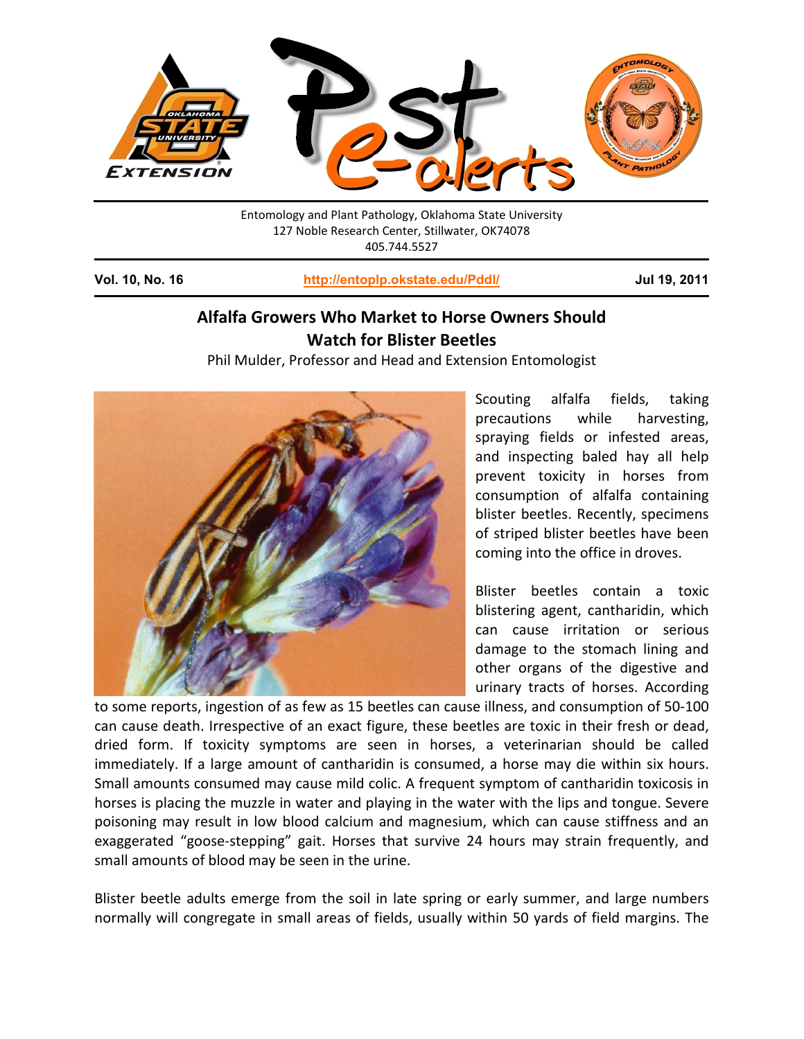Entomology and Plant Pathology, Oklahoma State University
127 Noble Research Center, Stillwater, OK74078
405.744.5527

**Vol. 10, No. 16** | **http://entoplp.okstate.edu/Pddl/** | **Jul 19, 2011**

## Alfalfa Growers Who Market to Horse Owners Should Watch for Blister Beetles

Phil Mulder, Professor and Head and Extension Entomologist

Scouting alfalfa fields, taking precautions while harvesting, spraying fields or infested areas, and inspecting baled hay all help prevent toxicity in horses from consumption of alfalfa containing blister beetles. Recently, specimens of striped blister beetles have been coming into the office in droves.

Blister beetles contain a toxic blistering agent, cantharidin, which can cause irritation or serious damage to the stomach lining and other organs of the digestive and urinary tracts of horses. According to some reports, ingestion of as few as 15 beetles can cause illness, and consumption of 50-100 can cause death. Irrespective of an exact figure, these beetles are toxic in their fresh or dead, dried form. If toxicity symptoms are seen in horses, a veterinarian should be called immediately. If a large amount of cantharidin is consumed, a horse may die within six hours. Small amounts consumed may cause mild colic. A frequent symptom of cantharidin toxicosis in horses is placing the muzzle in water and playing in the water with the lips and tongue. Severe poisoning may result in low blood calcium and magnesium, which can cause stiffness and an exaggerated "goose-stepping" gait. Horses that survive 24 hours may strain frequently, and small amounts of blood may be seen in the urine.

Blister beetle adults emerge from the soil in late spring or early summer, and large numbers normally will congregate in small areas of fields, usually within 50 yards of field margins. The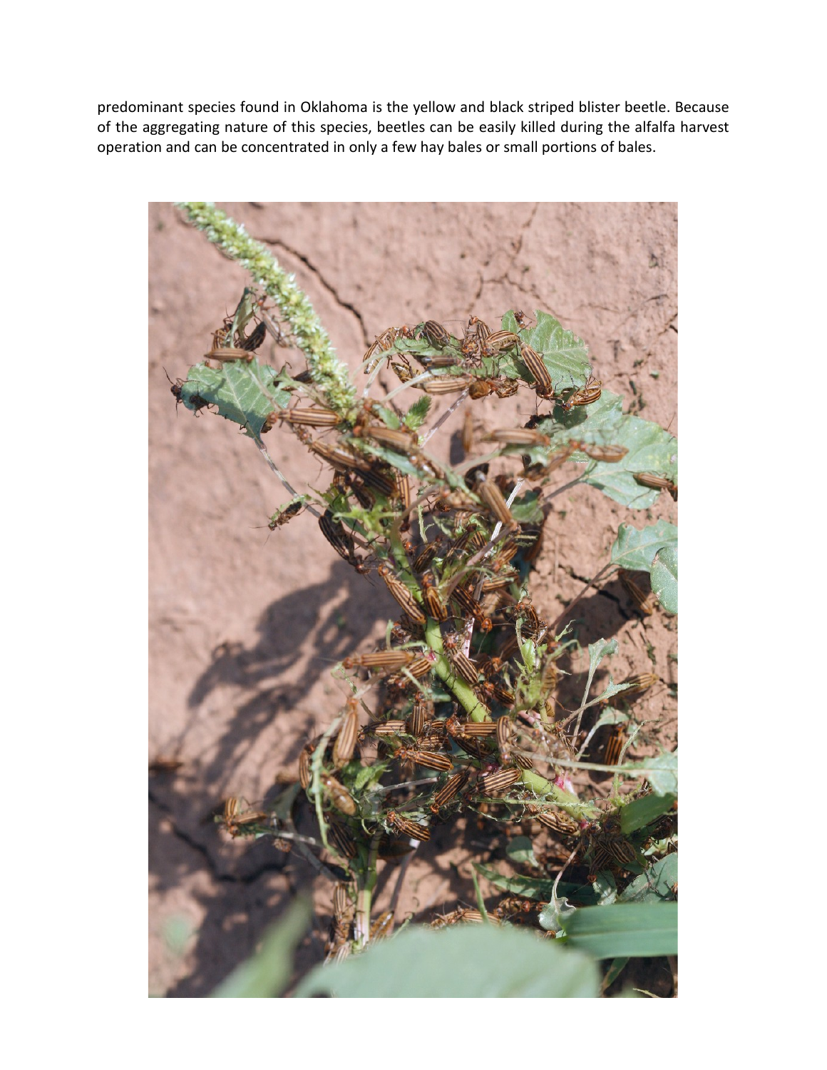predominant species found in Oklahoma is the yellow and black striped blister beetle. Because of the aggregating nature of this species, beetles can be easily killed during the alfalfa harvest operation and can be concentrated in only a few hay bales or small portions of bales.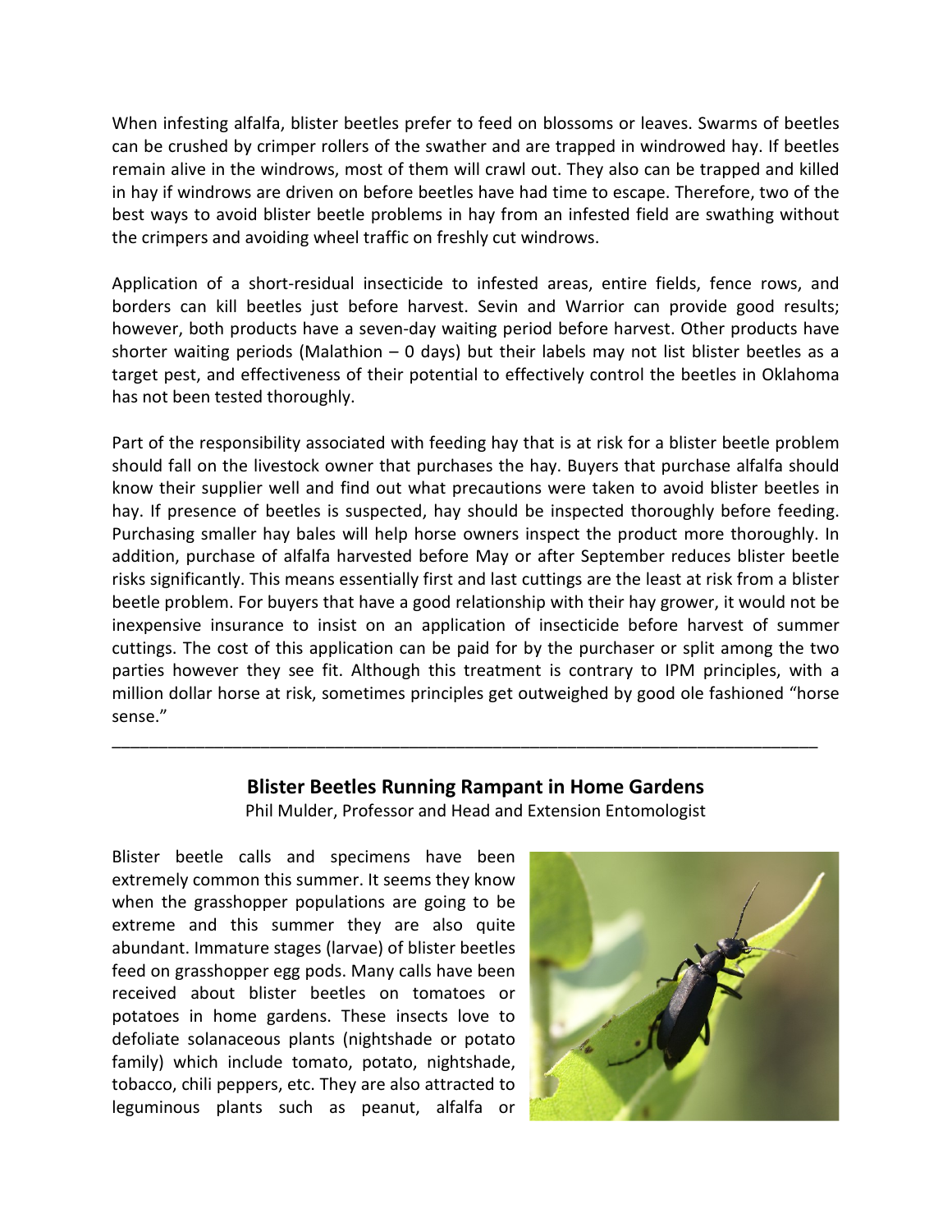When infesting alfalfa, blister beetles prefer to feed on blossoms or leaves. Swarms of beetles can be crushed by crimper rollers of the swather and are trapped in windrowed hay. If beetles remain alive in the windrows, most of them will crawl out. They also can be trapped and killed in hay if windrows are driven on before beetles have had time to escape. Therefore, two of the best ways to avoid blister beetle problems in hay from an infested field are swathing without the crimpers and avoiding wheel traffic on freshly cut windrows.

Application of a short-residual insecticide to infested areas, entire fields, fence rows, and borders can kill beetles just before harvest. Sevin and Warrior can provide good results; however, both products have a seven-day waiting period before harvest. Other products have shorter waiting periods (Malathion – 0 days) but their labels may not list blister beetles as a target pest, and effectiveness of their potential to effectively control the beetles in Oklahoma has not been tested thoroughly.

Part of the responsibility associated with feeding hay that is at risk for a blister beetle problem should fall on the livestock owner that purchases the hay. Buyers that purchase alfalfa should know their supplier well and find out what precautions were taken to avoid blister beetles in hay. If presence of beetles is suspected, hay should be inspected thoroughly before feeding. Purchasing smaller hay bales will help horse owners inspect the product more thoroughly. In addition, purchase of alfalfa harvested before May or after September reduces blister beetle risks significantly. This means essentially first and last cuttings are the least at risk from a blister beetle problem. For buyers that have a good relationship with their hay grower, it would not be inexpensive insurance to insist on an application of insecticide before harvest of summer cuttings. The cost of this application can be paid for by the purchaser or split among the two parties however they see fit. Although this treatment is contrary to IPM principles, with a million dollar horse at risk, sometimes principles get outweighed by good ole fashioned "horse sense."

---

## Blister Beetles Running Rampant in Home Gardens

Phil Mulder, Professor and Head and Extension Entomologist

Blister beetle calls and specimens have been extremely common this summer. It seems they know when the grasshopper populations are going to be extreme and this summer they are also quite abundant. Immature stages (larvae) of blister beetles feed on grasshopper egg pods. Many calls have been received about blister beetles on tomatoes or potatoes in home gardens. These insects love to defoliate solanaceous plants (nightshade or potato family) which include tomato, potato, nightshade, tobacco, chili peppers, etc. They are also attracted to leguminous plants such as peanut, alfalfa or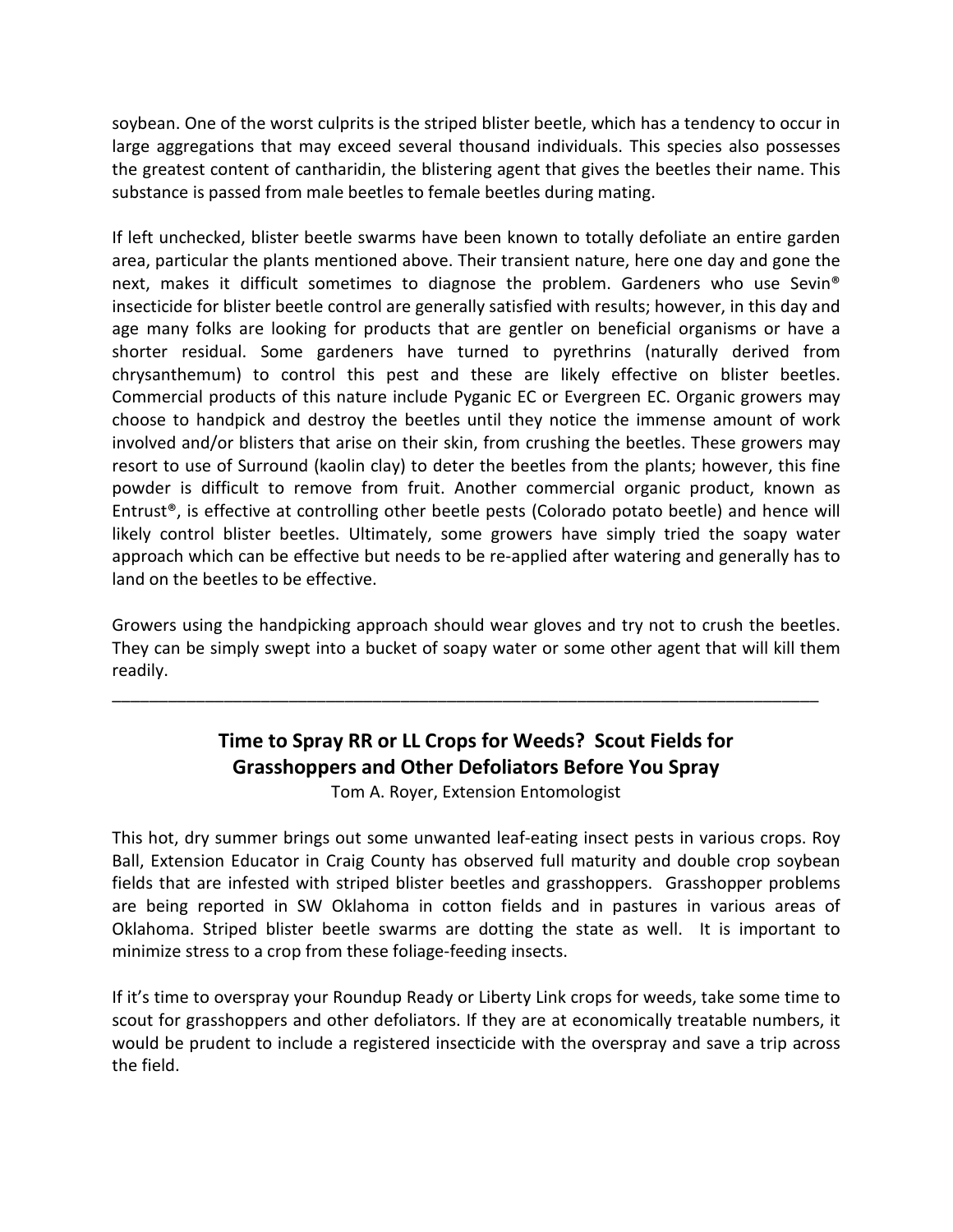soybean. One of the worst culprits is the striped blister beetle, which has a tendency to occur in large aggregations that may exceed several thousand individuals. This species also possesses the greatest content of cantharidin, the blistering agent that gives the beetles their name. This substance is passed from male beetles to female beetles during mating.

If left unchecked, blister beetle swarms have been known to totally defoliate an entire garden area, particular the plants mentioned above. Their transient nature, here one day and gone the next, makes it difficult sometimes to diagnose the problem. Gardeners who use Sevin® insecticide for blister beetle control are generally satisfied with results; however, in this day and age many folks are looking for products that are gentler on beneficial organisms or have a shorter residual. Some gardeners have turned to pyrethrins (naturally derived from chrysanthemum) to control this pest and these are likely effective on blister beetles. Commercial products of this nature include Pyganic EC or Evergreen EC. Organic growers may choose to handpick and destroy the beetles until they notice the immense amount of work involved and/or blisters that arise on their skin, from crushing the beetles. These growers may resort to use of Surround (kaolin clay) to deter the beetles from the plants; however, this fine powder is difficult to remove from fruit. Another commercial organic product, known as Entrust®, is effective at controlling other beetle pests (Colorado potato beetle) and hence will likely control blister beetles. Ultimately, some growers have simply tried the soapy water approach which can be effective but needs to be re-applied after watering and generally has to land on the beetles to be effective.

Growers using the handpicking approach should wear gloves and try not to crush the beetles. They can be simply swept into a bucket of soapy water or some other agent that will kill them readily.

---

## Time to Spray RR or LL Crops for Weeds? Scout Fields for Grasshoppers and Other Defoliators Before You Spray

Tom A. Royer, Extension Entomologist

This hot, dry summer brings out some unwanted leaf-eating insect pests in various crops. Roy Ball, Extension Educator in Craig County has observed full maturity and double crop soybean fields that are infested with striped blister beetles and grasshoppers. Grasshopper problems are being reported in SW Oklahoma in cotton fields and in pastures in various areas of Oklahoma. Striped blister beetle swarms are dotting the state as well. It is important to minimize stress to a crop from these foliage-feeding insects.

If it's time to overspray your Roundup Ready or Liberty Link crops for weeds, take some time to scout for grasshoppers and other defoliators. If they are at economically treatable numbers, it would be prudent to include a registered insecticide with the overspray and save a trip across the field.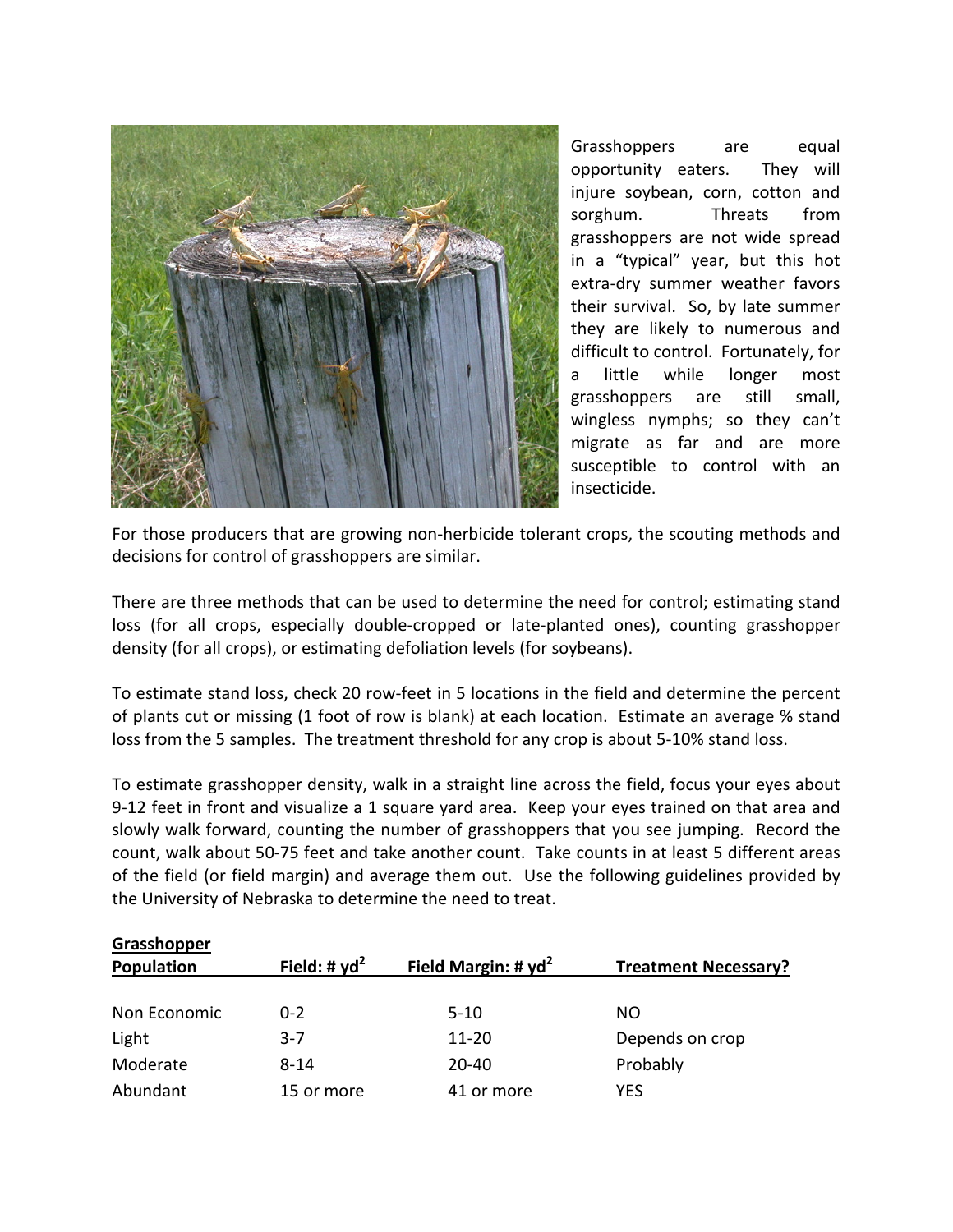Grasshoppers are equal opportunity eaters. They will injure soybean, corn, cotton and sorghum. Threats from grasshoppers are not wide spread in a "typical" year, but this hot extra-dry summer weather favors their survival. So, by late summer they are likely to numerous and difficult to control. Fortunately, for a little while longer most grasshoppers are still small, wingless nymphs; so they can't migrate as far and are more susceptible to control with an insecticide.

For those producers that are growing non-herbicide tolerant crops, the scouting methods and decisions for control of grasshoppers are similar.

There are three methods that can be used to determine the need for control; estimating stand loss (for all crops, especially double-cropped or late-planted ones), counting grasshopper density (for all crops), or estimating defoliation levels (for soybeans).

To estimate stand loss, check 20 row-feet in 5 locations in the field and determine the percent of plants cut or missing (1 foot of row is blank) at each location. Estimate an average % stand loss from the 5 samples. The treatment threshold for any crop is about 5-10% stand loss.

To estimate grasshopper density, walk in a straight line across the field, focus your eyes about 9-12 feet in front and visualize a 1 square yard area. Keep your eyes trained on that area and slowly walk forward, counting the number of grasshoppers that you see jumping. Record the count, walk about 50-75 feet and take another count. Take counts in at least 5 different areas of the field (or field margin) and average them out. Use the following guidelines provided by the University of Nebraska to determine the need to treat.

| Grasshopper Population | Field: # $yd^2$ | Field Margin: # $yd^2$ | Treatment Necessary? |
|---|---|---|---|
| Non Economic | 0-2 | 5-10 | NO |
| Light | 3-7 | 11-20 | Depends on crop |
| Moderate | 8-14 | 20-40 | Probably |
| Abundant | 15 or more | 41 or more | YES |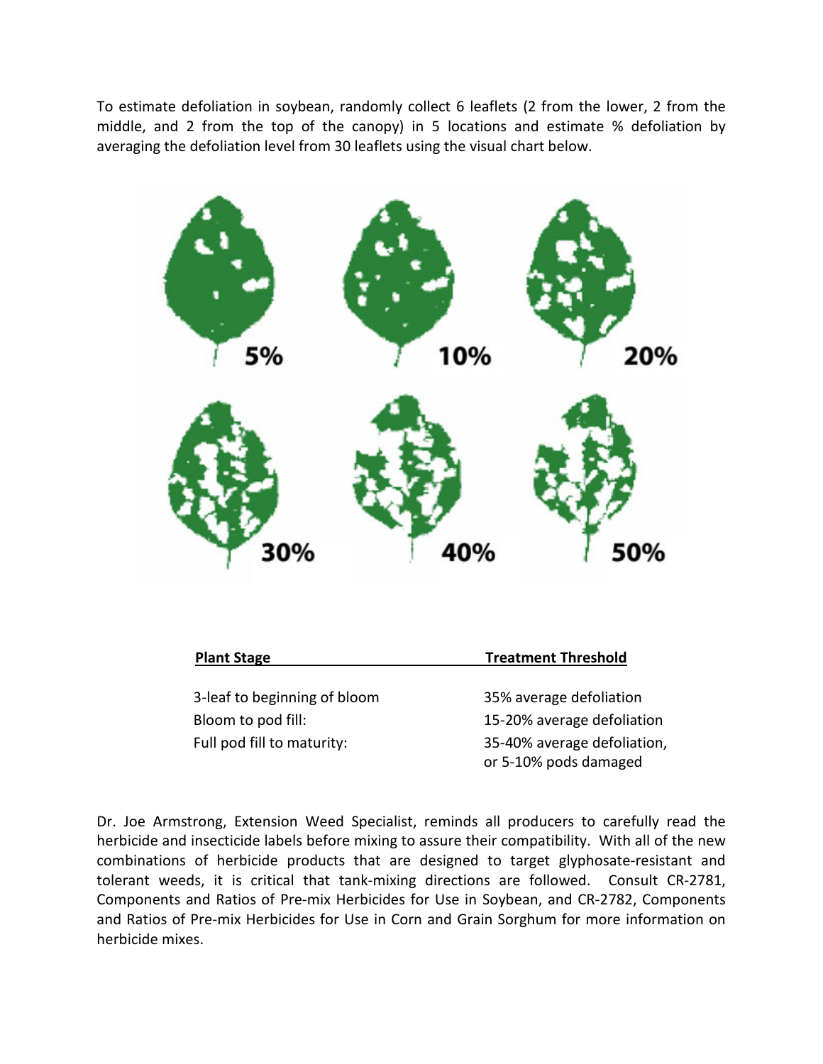To estimate defoliation in soybean, randomly collect 6 leaflets (2 from the lower, 2 from the middle, and 2 from the top of the canopy) in 5 locations and estimate % defoliation by averaging the defoliation level from 30 leaflets using the visual chart below.

5% 10% 20%

30% 40% 50%

| Plant Stage | Treatment Threshold |
|---|---|
| 3-leaf to beginning of bloom | 35% average defoliation |
| Bloom to pod fill: | 15-20% average defoliation |
| Full pod fill to maturity: | 35-40% average defoliation, or 5-10% pods damaged |

Dr. Joe Armstrong, Extension Weed Specialist, reminds all producers to carefully read the herbicide and insecticide labels before mixing to assure their compatibility. With all of the new combinations of herbicide products that are designed to target glyphosate-resistant and tolerant weeds, it is critical that tank-mixing directions are followed. Consult CR-2781, Components and Ratios of Pre-mix Herbicides for Use in Soybean, and CR-2782, Components and Ratios of Pre-mix Herbicides for Use in Corn and Grain Sorghum for more information on herbicide mixes.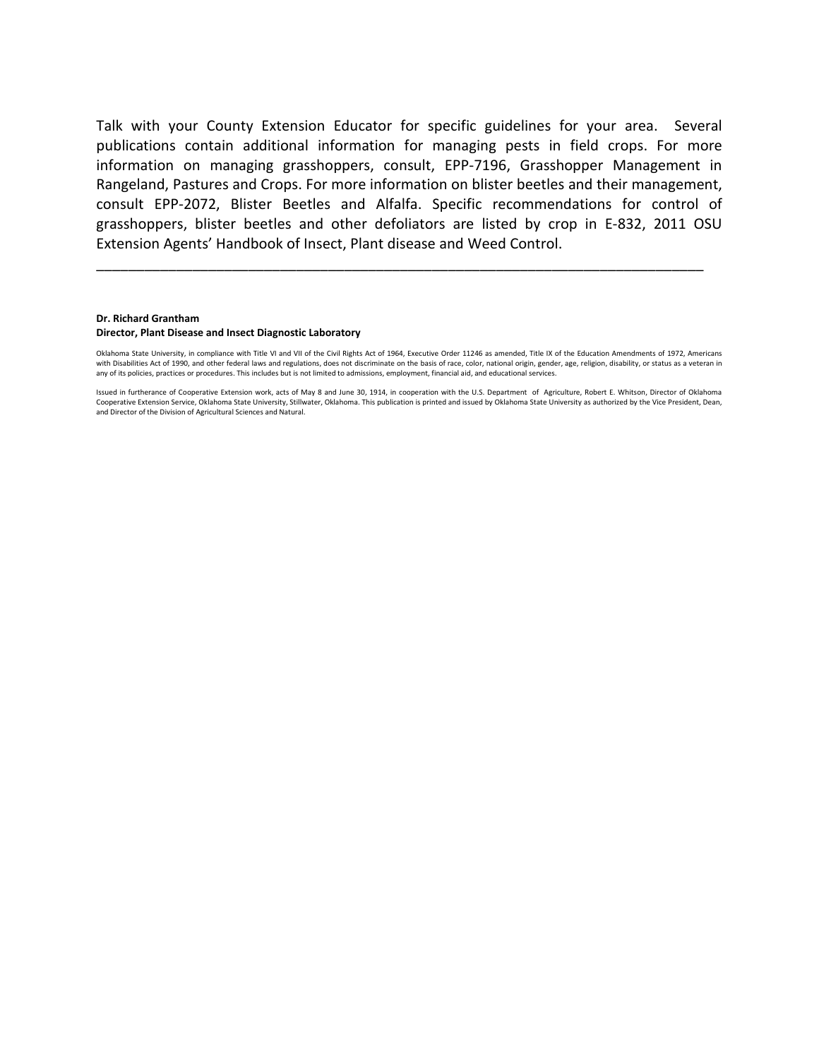Talk with your County Extension Educator for specific guidelines for your area. Several publications contain additional information for managing pests in field crops. For more information on managing grasshoppers, consult, EPP-7196, Grasshopper Management in Rangeland, Pastures and Crops. For more information on blister beetles and their management, consult EPP-2072, Blister Beetles and Alfalfa. Specific recommendations for control of grasshoppers, blister beetles and other defoliators are listed by crop in E-832, 2011 OSU Extension Agents' Handbook of Insect, Plant disease and Weed Control.

---

**Dr. Richard Grantham**
**Director, Plant Disease and Insect Diagnostic Laboratory**

Oklahoma State University, in compliance with Title VI and VII of the Civil Rights Act of 1964, Executive Order 11246 as amended, Title IX of the Education Amendments of 1972, Americans with Disabilities Act of 1990, and other federal laws and regulations, does not discriminate on the basis of race, color, national origin, gender, age, religion, disability, or status as a veteran in any of its policies, practices or procedures. This includes but is not limited to admissions, employment, financial aid, and educational services.

Issued in furtherance of Cooperative Extension work, acts of May 8 and June 30, 1914, in cooperation with the U.S. Department of Agriculture, Robert E. Whitson, Director of Oklahoma Cooperative Extension Service, Oklahoma State University, Stillwater, Oklahoma. This publication is printed and issued by Oklahoma State University as authorized by the Vice President, Dean, and Director of the Division of Agricultural Sciences and Natural.